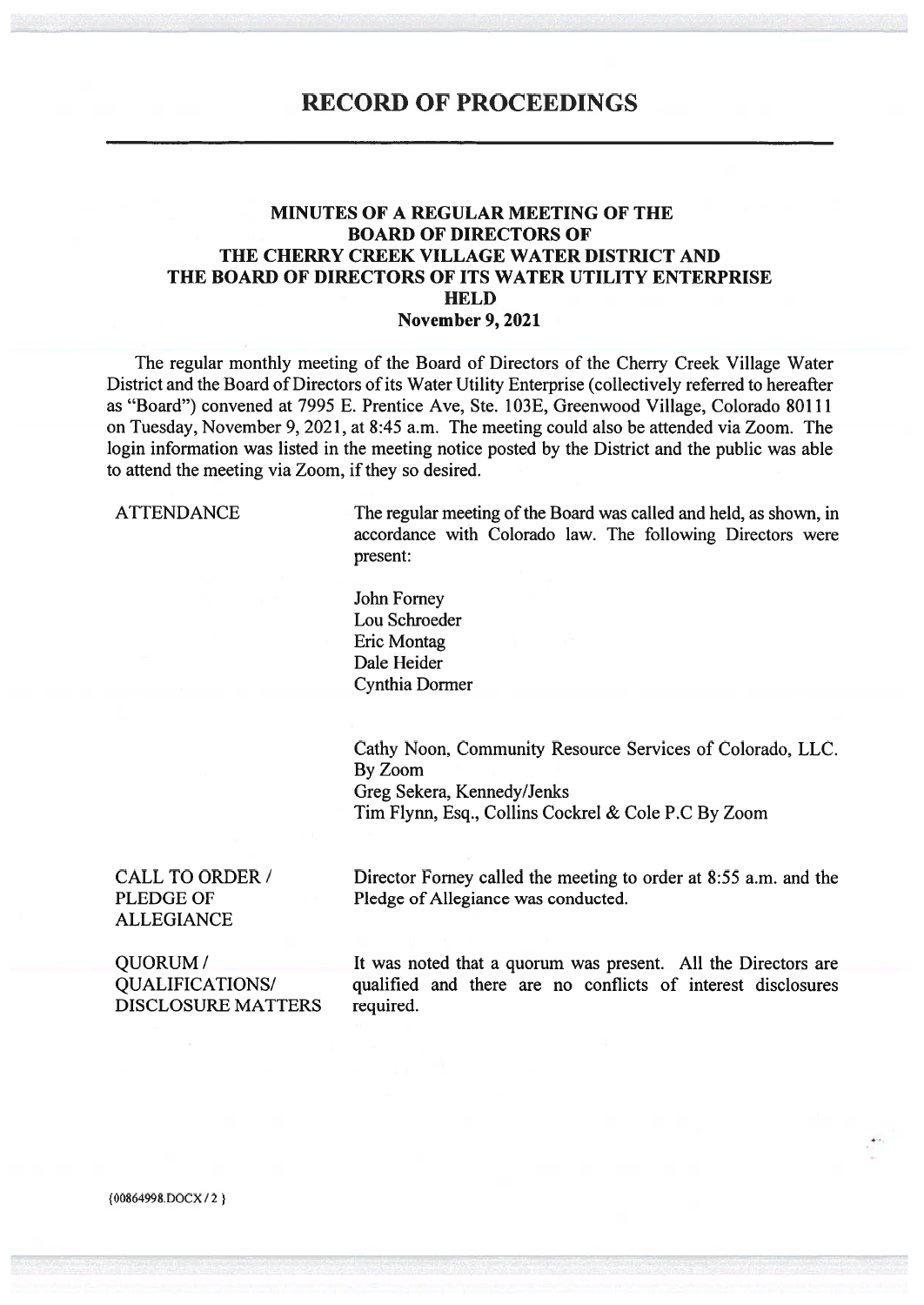# RECORD OF PROCEEDINGS

## MINUTES OF A REGULAR MEETING OF THE BOARD OF DIRECTORS OF THE CHERRY CREEK VILLAGE WATER DISTRICT AND THE BOARD OF DIRECTORS OF ITS WATER UTILITY ENTERPRISE HELD November 9, 2021

The regular monthly meeting of the Board of Directors of the Cherry Creek Village Water District and the Board of Directors of its Water Utility Enterprise (collectively referred to hereafter as "Board") convened at 7995 E. Prentice Ave, Ste. 103E, Greenwood Village, Colorado 80111 on Tuesday, November 9, 2021, at 8:45 a.m. The meeting could also be attended via Zoom. The login information was listed in the meeting notice posted by the District and the public was able to attend the meeting via Zoom, if they so desired.

**ATTENDANCE**

The regular meeting of the Board was called and held, as shown, in accordance with Colorado law. The following Directors were present:

John Forney
Lou Schroeder
Eric Montag
Dale Heider
Cynthia Dormer

Cathy Noon, Community Resource Services of Colorado, LLC. By Zoom
Greg Sekera, Kennedy/Jenks
Tim Flynn, Esq., Collins Cockrel & Cole P.C By Zoom

**CALL TO ORDER / PLEDGE OF ALLEGIANCE**

Director Forney called the meeting to order at 8:55 a.m. and the Pledge of Allegiance was conducted.

**QUORUM / QUALIFICATIONS/ DISCLOSURE MATTERS**

It was noted that a quorum was present. All the Directors are qualified and there are no conflicts of interest disclosures required.

{00864998.DOCX / 2 }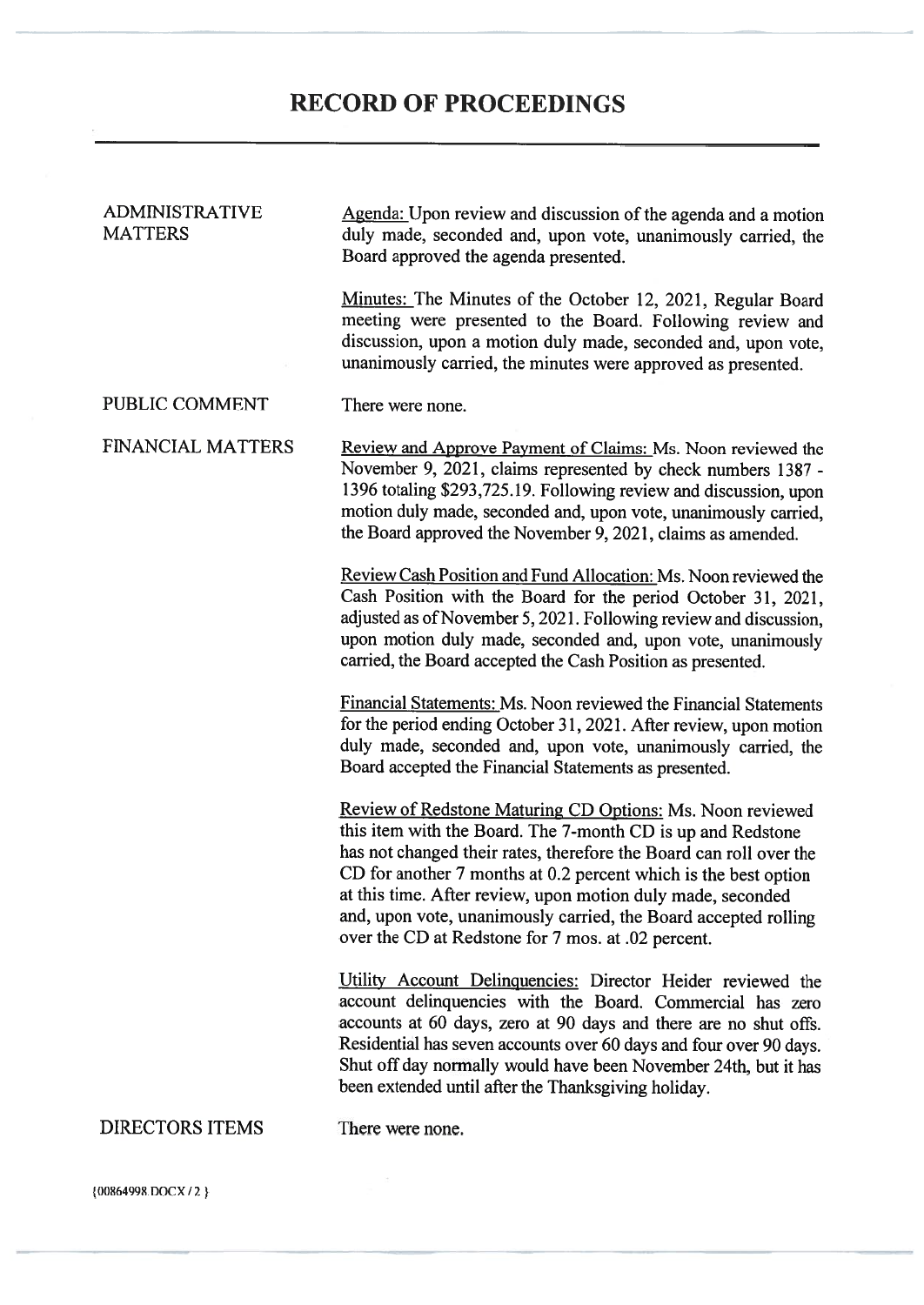# RECORD OF PROCEEDINGS

**ADMINISTRATIVE MATTERS**

Agenda: Upon review and discussion of the agenda and a motion duly made, seconded and, upon vote, unanimously carried, the Board approved the agenda presented.

Minutes: The Minutes of the October 12, 2021, Regular Board meeting were presented to the Board. Following review and discussion, upon a motion duly made, seconded and, upon vote, unanimously carried, the minutes were approved as presented.

**PUBLIC COMMENT**

There were none.

**FINANCIAL MATTERS**

Review and Approve Payment of Claims: Ms. Noon reviewed the November 9, 2021, claims represented by check numbers 1387 - 1396 totaling $293,725.19. Following review and discussion, upon motion duly made, seconded and, upon vote, unanimously carried, the Board approved the November 9, 2021, claims as amended.

Review Cash Position and Fund Allocation: Ms. Noon reviewed the Cash Position with the Board for the period October 31, 2021, adjusted as of November 5, 2021. Following review and discussion, upon motion duly made, seconded and, upon vote, unanimously carried, the Board accepted the Cash Position as presented.

Financial Statements: Ms. Noon reviewed the Financial Statements for the period ending October 31, 2021. After review, upon motion duly made, seconded and, upon vote, unanimously carried, the Board accepted the Financial Statements as presented.

Review of Redstone Maturing CD Options: Ms. Noon reviewed this item with the Board. The 7-month CD is up and Redstone has not changed their rates, therefore the Board can roll over the CD for another 7 months at 0.2 percent which is the best option at this time. After review, upon motion duly made, seconded and, upon vote, unanimously carried, the Board accepted rolling over the CD at Redstone for 7 mos. at .02 percent.

Utility Account Delinquencies: Director Heider reviewed the account delinquencies with the Board. Commercial has zero accounts at 60 days, zero at 90 days and there are no shut offs. Residential has seven accounts over 60 days and four over 90 days. Shut off day normally would have been November 24th, but it has been extended until after the Thanksgiving holiday.

**DIRECTORS ITEMS**

There were none.

{00864998.DOCX / 2 }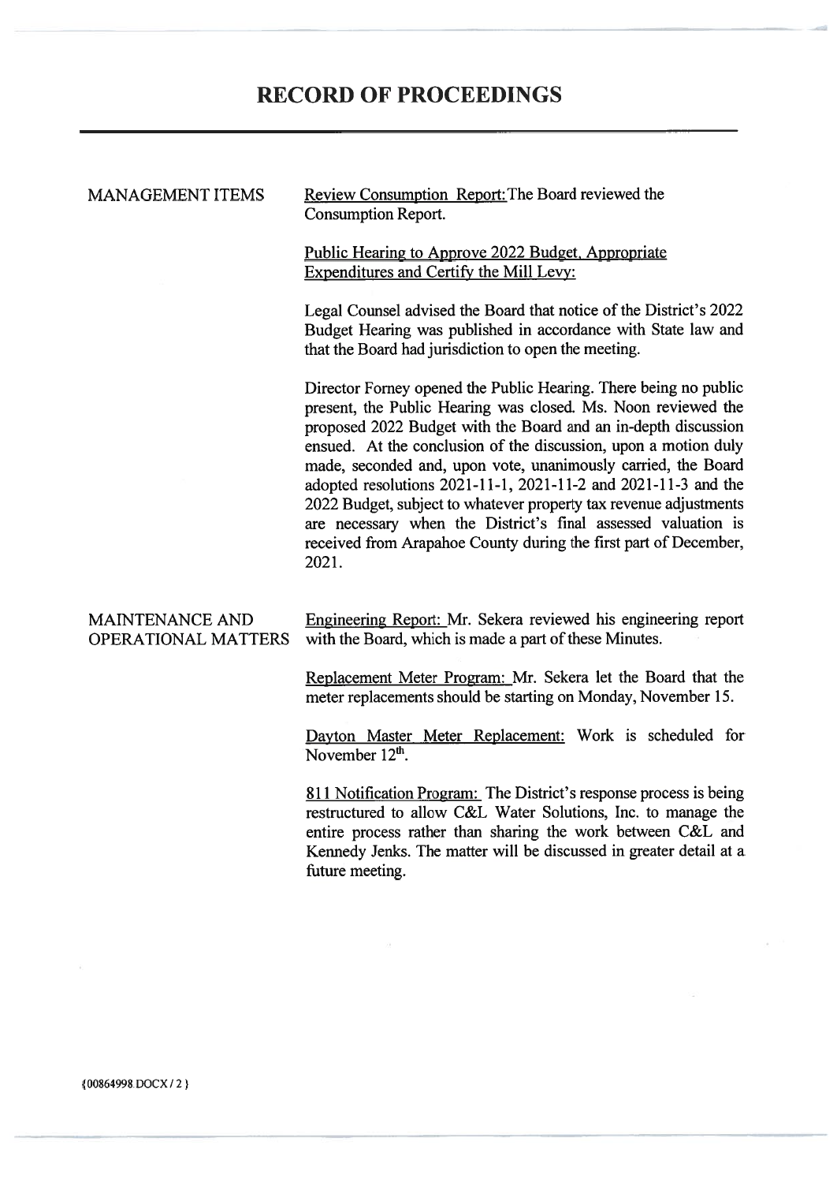# RECORD OF PROCEEDINGS

**MANAGEMENT ITEMS**

Review Consumption Report: The Board reviewed the Consumption Report.

Public Hearing to Approve 2022 Budget, Appropriate Expenditures and Certify the Mill Levy:

Legal Counsel advised the Board that notice of the District's 2022 Budget Hearing was published in accordance with State law and that the Board had jurisdiction to open the meeting.

Director Forney opened the Public Hearing. There being no public present, the Public Hearing was closed. Ms. Noon reviewed the proposed 2022 Budget with the Board and an in-depth discussion ensued. At the conclusion of the discussion, upon a motion duly made, seconded and, upon vote, unanimously carried, the Board adopted resolutions 2021-11-1, 2021-11-2 and 2021-11-3 and the 2022 Budget, subject to whatever property tax revenue adjustments are necessary when the District's final assessed valuation is received from Arapahoe County during the first part of December, 2021.

**MAINTENANCE AND OPERATIONAL MATTERS**

Engineering Report: Mr. Sekera reviewed his engineering report with the Board, which is made a part of these Minutes.

Replacement Meter Program: Mr. Sekera let the Board that the meter replacements should be starting on Monday, November 15.

Dayton Master Meter Replacement: Work is scheduled for November 12th.

811 Notification Program: The District's response process is being restructured to allow C&L Water Solutions, Inc. to manage the entire process rather than sharing the work between C&L and Kennedy Jenks. The matter will be discussed in greater detail at a future meeting.

{00864998.DOCX / 2 }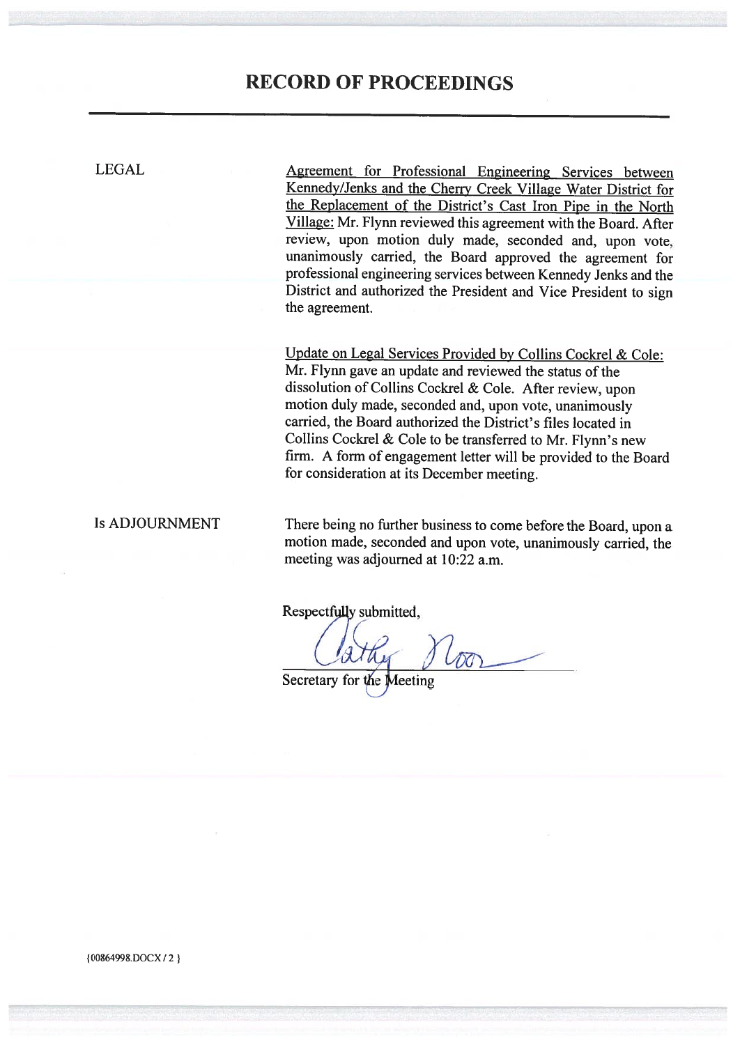# RECORD OF PROCEEDINGS

LEGAL

Agreement for Professional Engineering Services between Kennedy/Jenks and the Cherry Creek Village Water District for the Replacement of the District's Cast Iron Pipe in the North Village: Mr. Flynn reviewed this agreement with the Board. After review, upon motion duly made, seconded and, upon vote, unanimously carried, the Board approved the agreement for professional engineering services between Kennedy Jenks and the District and authorized the President and Vice President to sign the agreement.

Update on Legal Services Provided by Collins Cockrel & Cole: Mr. Flynn gave an update and reviewed the status of the dissolution of Collins Cockrel & Cole. After review, upon motion duly made, seconded and, upon vote, unanimously carried, the Board authorized the District's files located in Collins Cockrel & Cole to be transferred to Mr. Flynn's new firm. A form of engagement letter will be provided to the Board for consideration at its December meeting.

Is ADJOURNMENT

There being no further business to come before the Board, upon a motion made, seconded and upon vote, unanimously carried, the meeting was adjourned at 10:22 a.m.

Respectfully submitted,

Cathy Noon

Secretary for the Meeting

{00864998.DOCX / 2 }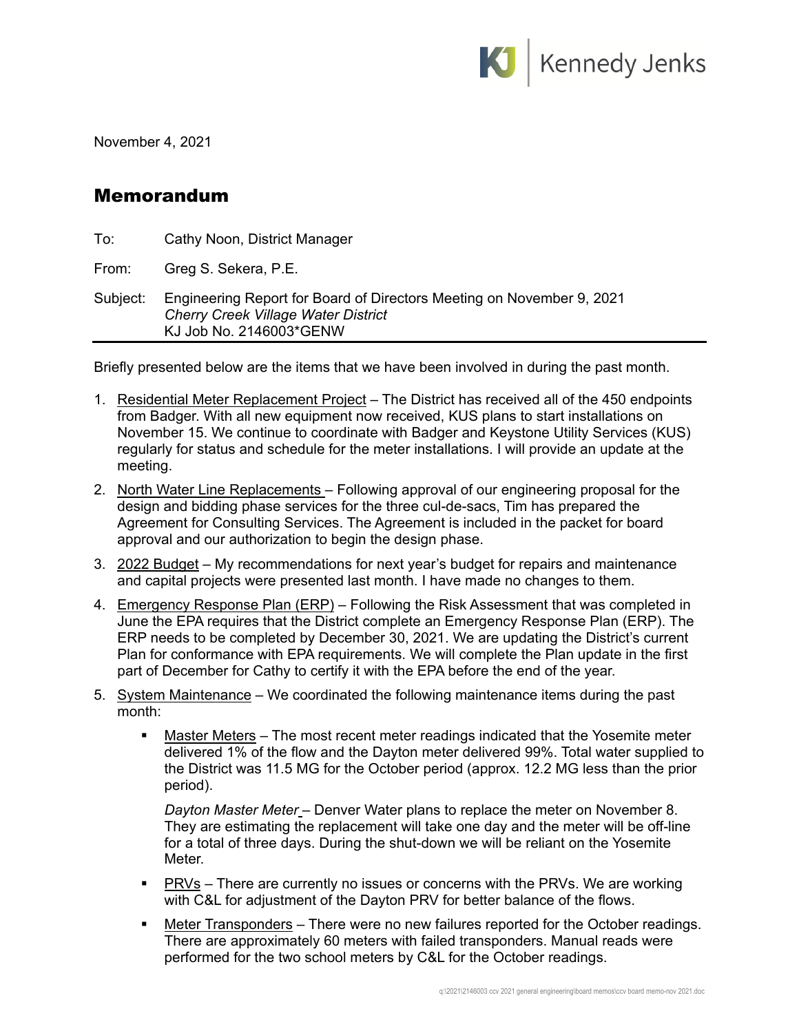November 4, 2021

# Memorandum

To: Cathy Noon, District Manager

From: Greg S. Sekera, P.E.

Subject: Engineering Report for Board of Directors Meeting on November 9, 2021
*Cherry Creek Village Water District*
KJ Job No. 2146003*GENW

---

Briefly presented below are the items that we have been involved in during the past month.

1. Residential Meter Replacement Project – The District has received all of the 450 endpoints from Badger. With all new equipment now received, KUS plans to start installations on November 15. We continue to coordinate with Badger and Keystone Utility Services (KUS) regularly for status and schedule for the meter installations. I will provide an update at the meeting.
2. North Water Line Replacements – Following approval of our engineering proposal for the design and bidding phase services for the three cul-de-sacs, Tim has prepared the Agreement for Consulting Services. The Agreement is included in the packet for board approval and our authorization to begin the design phase.
3. 2022 Budget – My recommendations for next year's budget for repairs and maintenance and capital projects were presented last month. I have made no changes to them.
4. Emergency Response Plan (ERP) – Following the Risk Assessment that was completed in June the EPA requires that the District complete an Emergency Response Plan (ERP). The ERP needs to be completed by December 30, 2021. We are updating the District's current Plan for conformance with EPA requirements. We will complete the Plan update in the first part of December for Cathy to certify it with the EPA before the end of the year.
5. System Maintenance – We coordinated the following maintenance items during the past month:
   - Master Meters – The most recent meter readings indicated that the Yosemite meter delivered 1% of the flow and the Dayton meter delivered 99%. Total water supplied to the District was 11.5 MG for the October period (approx. 12.2 MG less than the prior period).

     *Dayton Master Meter* – Denver Water plans to replace the meter on November 8. They are estimating the replacement will take one day and the meter will be off-line for a total of three days. During the shut-down we will be reliant on the Yosemite Meter.
   - PRVs – There are currently no issues or concerns with the PRVs. We are working with C&L for adjustment of the Dayton PRV for better balance of the flows.
   - Meter Transponders – There were no new failures reported for the October readings. There are approximately 60 meters with failed transponders. Manual reads were performed for the two school meters by C&L for the October readings.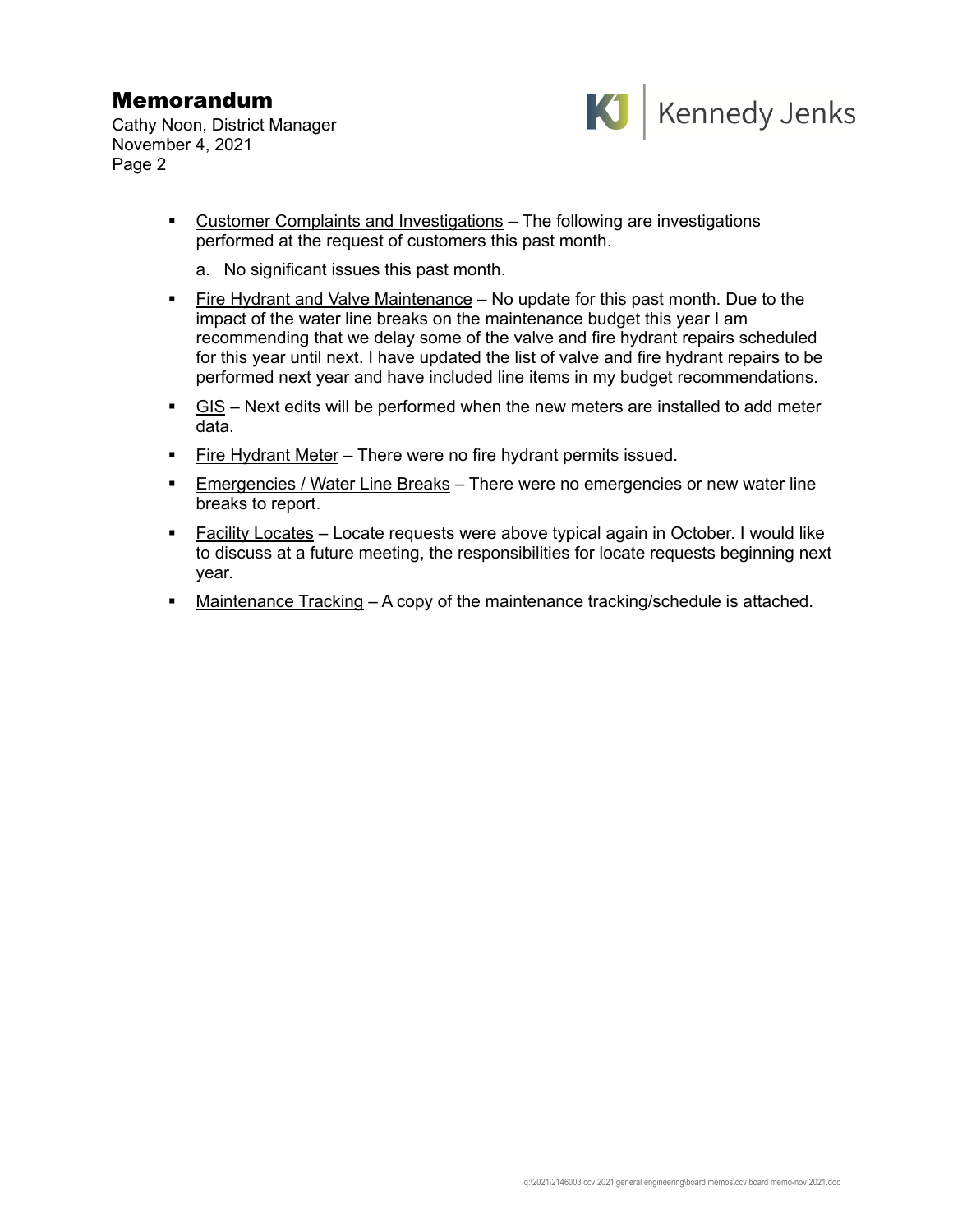- Customer Complaints and Investigations – The following are investigations performed at the request of customers this past month.

  a. No significant issues this past month.

- Fire Hydrant and Valve Maintenance – No update for this past month. Due to the impact of the water line breaks on the maintenance budget this year I am recommending that we delay some of the valve and fire hydrant repairs scheduled for this year until next. I have updated the list of valve and fire hydrant repairs to be performed next year and have included line items in my budget recommendations.

- GIS – Next edits will be performed when the new meters are installed to add meter data.

- Fire Hydrant Meter – There were no fire hydrant permits issued.

- Emergencies / Water Line Breaks – There were no emergencies or new water line breaks to report.

- Facility Locates – Locate requests were above typical again in October. I would like to discuss at a future meeting, the responsibilities for locate requests beginning next year.

- Maintenance Tracking – A copy of the maintenance tracking/schedule is attached.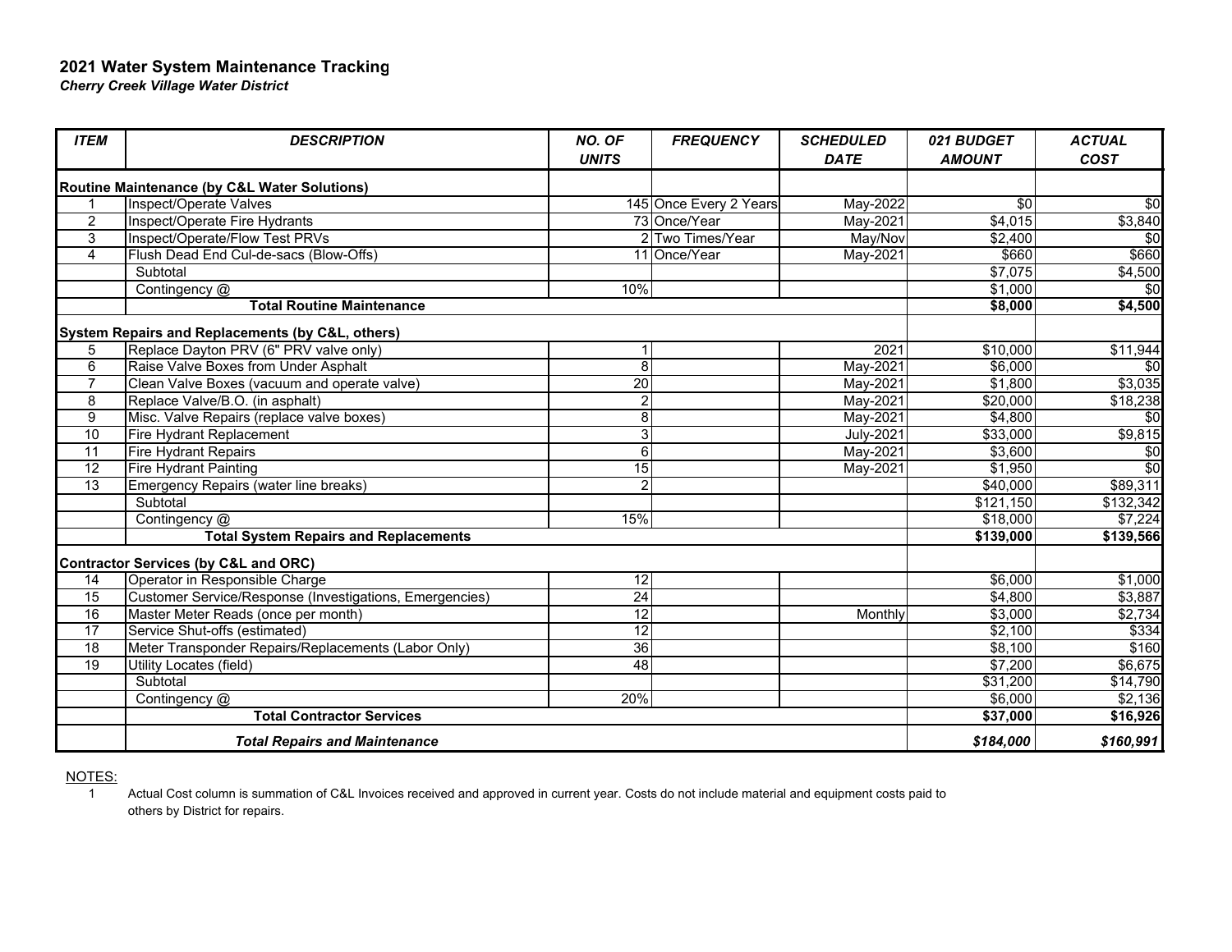## 2021 Water System Maintenance Tracking

*Cherry Creek Village Water District*

| *ITEM* | *DESCRIPTION* | *NO. OF UNITS* | *FREQUENCY* | *SCHEDULED DATE* | *021 BUDGET AMOUNT* | *ACTUAL COST* |
|---|---|---|---|---|---|---|
| **Routine Maintenance (by C&L Water Solutions)** | | | | | | |
| 1 | Inspect/Operate Valves | 145 | Once Every 2 Years | May-2022 | $0 | $0 |
| 2 | Inspect/Operate Fire Hydrants | 73 | Once/Year | May-2021 | $4,015 | $3,840 |
| 3 | Inspect/Operate/Flow Test PRVs | 2 | Two Times/Year | May/Nov | $2,400 | $0 |
| 4 | Flush Dead End Cul-de-sacs (Blow-Offs) | 11 | Once/Year | May-2021 | $660 | $660 |
| | Subtotal | | | | $7,075 | $4,500 |
| | Contingency @ | 10% | | | $1,000 | $0 |
| | **Total Routine Maintenance** | | | | **$8,000** | **$4,500** |
| **System Repairs and Replacements (by C&L, others)** | | | | | | |
| 5 | Replace Dayton PRV (6" PRV valve only) | 1 | | 2021 | $10,000 | $11,944 |
| 6 | Raise Valve Boxes from Under Asphalt | 8 | | May-2021 | $6,000 | $0 |
| 7 | Clean Valve Boxes (vacuum and operate valve) | 20 | | May-2021 | $1,800 | $3,035 |
| 8 | Replace Valve/B.O. (in asphalt) | 2 | | May-2021 | $20,000 | $18,238 |
| 9 | Misc. Valve Repairs (replace valve boxes) | 8 | | May-2021 | $4,800 | $0 |
| 10 | Fire Hydrant Replacement | 3 | | July-2021 | $33,000 | $9,815 |
| 11 | Fire Hydrant Repairs | 6 | | May-2021 | $3,600 | $0 |
| 12 | Fire Hydrant Painting | 15 | | May-2021 | $1,950 | $0 |
| 13 | Emergency Repairs (water line breaks) | 2 | | | $40,000 | $89,311 |
| | Subtotal | | | | $121,150 | $132,342 |
| | Contingency @ | 15% | | | $18,000 | $7,224 |
| | **Total System Repairs and Replacements** | | | | **$139,000** | **$139,566** |
| **Contractor Services (by C&L and ORC)** | | | | | | |
| 14 | Operator in Responsible Charge | 12 | | | $6,000 | $1,000 |
| 15 | Customer Service/Response (Investigations, Emergencies) | 24 | | | $4,800 | $3,887 |
| 16 | Master Meter Reads (once per month) | 12 | | Monthly | $3,000 | $2,734 |
| 17 | Service Shut-offs (estimated) | 12 | | | $2,100 | $334 |
| 18 | Meter Transponder Repairs/Replacements (Labor Only) | 36 | | | $8,100 | $160 |
| 19 | Utility Locates (field) | 48 | | | $7,200 | $6,675 |
| | Subtotal | | | | $31,200 | $14,790 |
| | Contingency @ | 20% | | | $6,000 | $2,136 |
| | **Total Contractor Services** | | | | **$37,000** | **$16,926** |
| | ***Total Repairs and Maintenance*** | | | | ***$184,000*** | ***$160,991*** |

NOTES:

1 Actual Cost column is summation of C&L Invoices received and approved in current year. Costs do not include material and equipment costs paid to others by District for repairs.